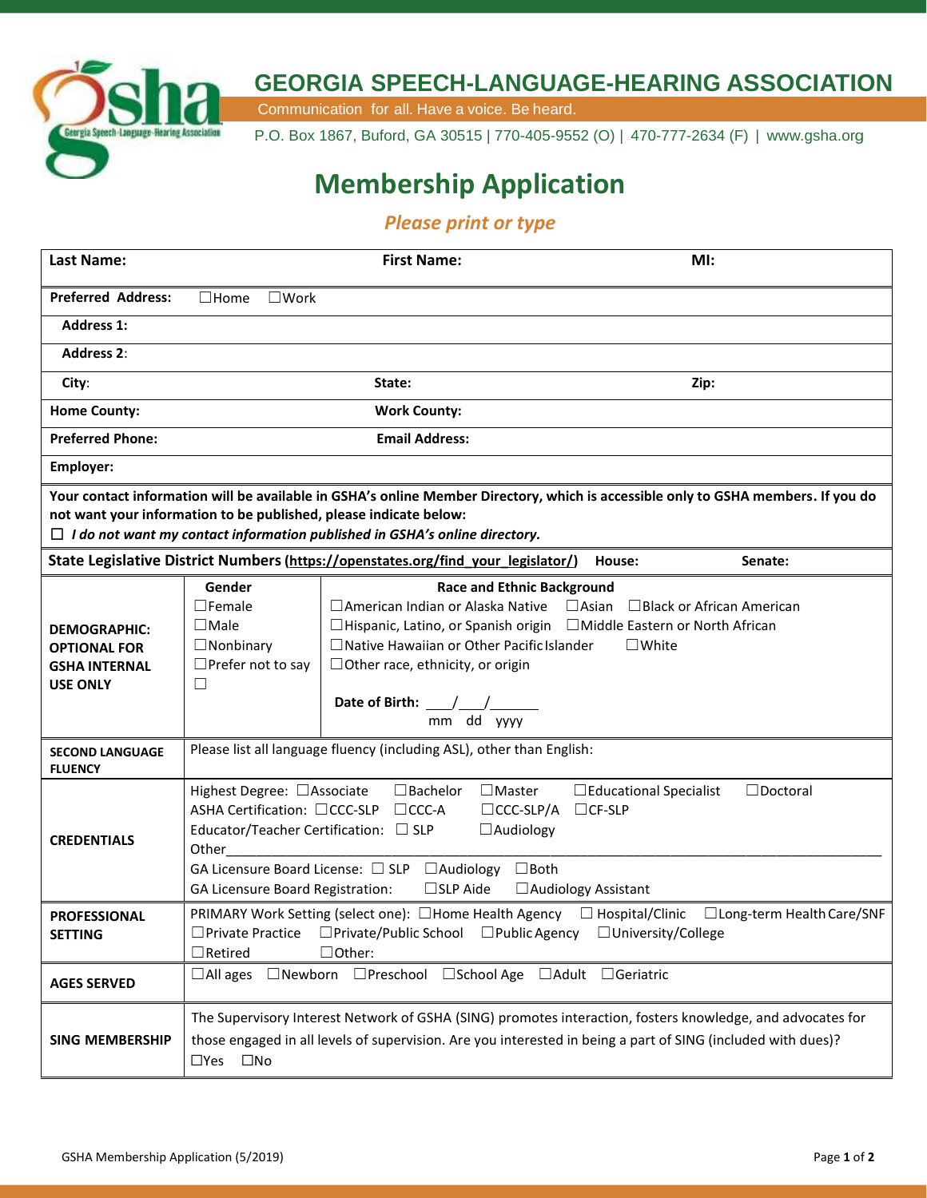# GEORGIA SPEECH-LANGUAGE-HEARING ASSOCIATION

Communication for all. Have a voice. Be heard.

P.O. Box 1867, Buford, GA 30515 | 770-405-9552 (O) | 470-777-2634 (F) | www.gsha.org

## Membership Application

*Please print or type*

| **Last Name:** | **First Name:** | **MI:** |
|---|---|---|
| **Preferred Address:** ☐Home ☐Work | | |
| **Address 1:** | | |
| **Address 2**: | | |
| **City**: | **State:** | **Zip:** |
| **Home County:** | **Work County:** | |
| **Preferred Phone:** | **Email Address:** | |
| **Employer:** | | |

**Your contact information will be available in GSHA's online Member Directory, which is accessible only to GSHA members. If you do not want your information to be published, please indicate below:**

☐ ***I do not want my contact information published in GSHA's online directory.***

**State Legislative District Numbers (https://openstates.org/find_your_legislator/)** **House:** **Senate:**

| **DEMOGRAPHIC: OPTIONAL FOR GSHA INTERNAL USE ONLY** | **Gender**<br>☐Female<br>☐Male<br>☐Nonbinary<br>☐Prefer not to say<br>☐ | **Race and Ethnic Background**<br>☐American Indian or Alaska Native ☐Asian ☐Black or African American<br>☐Hispanic, Latino, or Spanish origin ☐Middle Eastern or North African<br>☐Native Hawaiian or Other Pacific Islander ☐White<br>☐Other race, ethnicity, or origin<br><br>**Date of Birth:** ___/___/______<br>mm dd yyyy |
|---|---|---|
| **SECOND LANGUAGE FLUENCY** | Please list all language fluency (including ASL), other than English: | |
| **CREDENTIALS** | Highest Degree: ☐Associate ☐Bachelor ☐Master ☐Educational Specialist ☐Doctoral<br>ASHA Certification: ☐CCC-SLP ☐CCC-A ☐CCC-SLP/A ☐CF-SLP<br>Educator/Teacher Certification: ☐ SLP ☐Audiology<br>Other______________________________________________<br>GA Licensure Board License: ☐ SLP ☐Audiology ☐Both<br>GA Licensure Board Registration: ☐SLP Aide ☐Audiology Assistant | |
| **PROFESSIONAL SETTING** | PRIMARY Work Setting (select one): ☐Home Health Agency ☐ Hospital/Clinic ☐Long-term Health Care/SNF<br>☐Private Practice ☐Private/Public School ☐Public Agency ☐University/College<br>☐Retired ☐Other: | |
| **AGES SERVED** | ☐All ages ☐Newborn ☐Preschool ☐School Age ☐Adult ☐Geriatric | |
| **SING MEMBERSHIP** | The Supervisory Interest Network of GSHA (SING) promotes interaction, fosters knowledge, and advocates for those engaged in all levels of supervision. Are you interested in being a part of SING (included with dues)?<br>☐Yes ☐No | |

GSHA Membership Application (5/2019)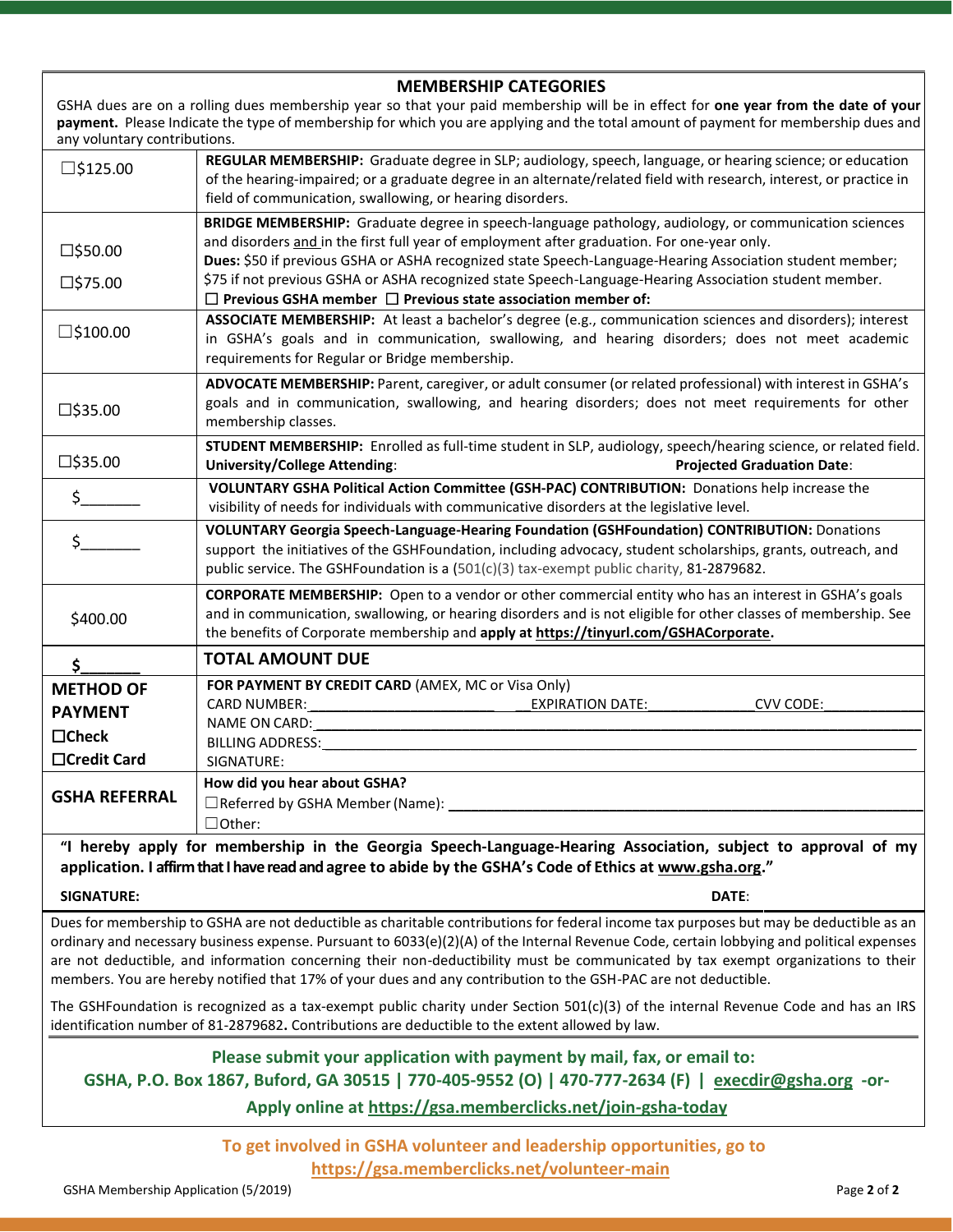## MEMBERSHIP CATEGORIES

GSHA dues are on a rolling dues membership year so that your paid membership will be in effect for **one year from the date of your payment.** Please Indicate the type of membership for which you are applying and the total amount of payment for membership dues and any voluntary contributions.

| | |
|---|---|
| ☐$125.00 | **REGULAR MEMBERSHIP:** Graduate degree in SLP; audiology, speech, language, or hearing science; or education of the hearing-impaired; or a graduate degree in an alternate/related field with research, interest, or practice in field of communication, swallowing, or hearing disorders. |
| ☐$50.00<br>☐$75.00 | **BRIDGE MEMBERSHIP:** Graduate degree in speech-language pathology, audiology, or communication sciences and disorders and in the first full year of employment after graduation. For one-year only.<br>**Dues:** $50 if previous GSHA or ASHA recognized state Speech-Language-Hearing Association student member; $75 if not previous GSHA or ASHA recognized state Speech-Language-Hearing Association student member.<br>**☐ Previous GSHA member ☐ Previous state association member of:** |
| ☐$100.00 | **ASSOCIATE MEMBERSHIP:** At least a bachelor's degree (e.g., communication sciences and disorders); interest in GSHA's goals and in communication, swallowing, and hearing disorders; does not meet academic requirements for Regular or Bridge membership. |
| ☐$35.00 | **ADVOCATE MEMBERSHIP:** Parent, caregiver, or adult consumer (or related professional) with interest in GSHA's goals and in communication, swallowing, and hearing disorders; does not meet requirements for other membership classes. |
| ☐$35.00 | **STUDENT MEMBERSHIP:** Enrolled as full-time student in SLP, audiology, speech/hearing science, or related field.<br>**University/College Attending**: **Projected Graduation Date**: |
| $_______ | **VOLUNTARY GSHA Political Action Committee (GSH-PAC) CONTRIBUTION:** Donations help increase the visibility of needs for individuals with communicative disorders at the legislative level. |
| $_______ | **VOLUNTARY Georgia Speech-Language-Hearing Foundation (GSHFoundation) CONTRIBUTION:** Donations support the initiatives of the GSHFoundation, including advocacy, student scholarships, grants, outreach, and public service. The GSHFoundation is a (501(c)(3) tax-exempt public charity, 81-2879682. |
| $400.00 | **CORPORATE MEMBERSHIP:** Open to a vendor or other commercial entity who has an interest in GSHA's goals and in communication, swallowing, or hearing disorders and is not eligible for other classes of membership. See the benefits of Corporate membership and **apply at https://tinyurl.com/GSHACorporate.** |
| **$_______** | **TOTAL AMOUNT DUE** |
| **METHOD OF PAYMENT**<br>**☐Check**<br>**☐Credit Card** | **FOR PAYMENT BY CREDIT CARD** (AMEX, MC or Visa Only)<br>CARD NUMBER:__________________________ EXPIRATION DATE:______________ CVV CODE:____________<br>NAME ON CARD:____________________________________________<br>BILLING ADDRESS:____________________________________________<br>SIGNATURE: |
| **GSHA REFERRAL** | **How did you hear about GSHA?**<br>☐Referred by GSHA Member (Name): ____________________________<br>☐Other: |

**"I hereby apply for membership in the Georgia Speech-Language-Hearing Association, subject to approval of my application. I affirm that I have read and agree to abide by the GSHA's Code of Ethics at www.gsha.org."**

**SIGNATURE:** **DATE**:

Dues for membership to GSHA are not deductible as charitable contributions for federal income tax purposes but may be deductible as an ordinary and necessary business expense. Pursuant to 6033(e)(2)(A) of the Internal Revenue Code, certain lobbying and political expenses are not deductible, and information concerning their non-deductibility must be communicated by tax exempt organizations to their members. You are hereby notified that 17% of your dues and any contribution to the GSH-PAC are not deductible.

The GSHFoundation is recognized as a tax-exempt public charity under Section 501(c)(3) of the internal Revenue Code and has an IRS identification number of 81-2879682**.** Contributions are deductible to the extent allowed by law.

**Please submit your application with payment by mail, fax, or email to:**
**GSHA, P.O. Box 1867, Buford, GA 30515 | 770-405-9552 (O) | 470-777-2634 (F) | execdir@gsha.org -or-**
**Apply online at https://gsa.memberclicks.net/join-gsha-today**

**To get involved in GSHA volunteer and leadership opportunities, go to https://gsa.memberclicks.net/volunteer-main**

GSHA Membership Application (5/2019)